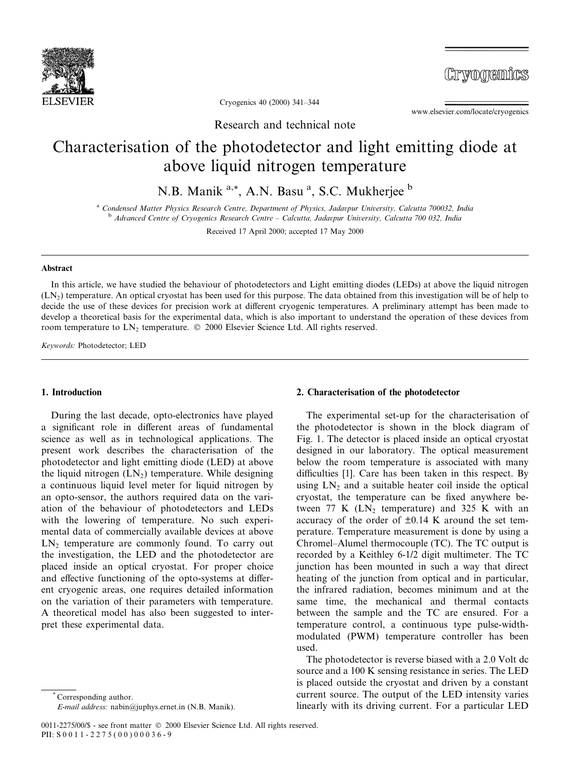Research and technical note

# Characterisation of the photodetector and light emitting diode at above liquid nitrogen temperature

N.B. Manik [a,*], A.N. Basu [a], S.C. Mukherjee [b]

[a] *Condensed Matter Physics Research Centre, Department of Physics, Jadavpur University, Calcutta 700032, India*

[b] *Advanced Centre of Cryogenics Research Centre – Calcutta, Jadavpur University, Calcutta 700 032, India*

Received 17 April 2000; accepted 17 May 2000

## Abstract

In this article, we have studied the behaviour of photodetectors and Light emitting diodes (LEDs) at above the liquid nitrogen ($LN_2$) temperature. An optical cryostat has been used for this purpose. The data obtained from this investigation will be of help to decide the use of these devices for precision work at different cryogenic temperatures. A preliminary attempt has been made to develop a theoretical basis for the experimental data, which is also important to understand the operation of these devices from room temperature to $LN_2$ temperature. © 2000 Elsevier Science Ltd. All rights reserved.

*Keywords:* Photodetector; LED

## 1. Introduction

During the last decade, opto-electronics have played a significant role in different areas of fundamental science as well as in technological applications. The present work describes the characterisation of the photodetector and light emitting diode (LED) at above the liquid nitrogen ($LN_2$) temperature. While designing a continuous liquid level meter for liquid nitrogen by an opto-sensor, the authors required data on the variation of the behaviour of photodetectors and LEDs with the lowering of temperature. No such experimental data of commercially available devices at above $LN_2$ temperature are commonly found. To carry out the investigation, the LED and the photodetector are placed inside an optical cryostat. For proper choice and effective functioning of the opto-systems at different cryogenic areas, one requires detailed information on the variation of their parameters with temperature. A theoretical model has also been suggested to interpret these experimental data.

## 2. Characterisation of the photodetector

The experimental set-up for the characterisation of the photodetector is shown in the block diagram of Fig. 1. The detector is placed inside an optical cryostat designed in our laboratory. The optical measurement below the room temperature is associated with many difficulties [1]. Care has been taken in this respect. By using $LN_2$ and a suitable heater coil inside the optical cryostat, the temperature can be fixed anywhere between 77 K ($LN_2$ temperature) and 325 K with an accuracy of the order of $\pm 0.14$ K around the set temperature. Temperature measurement is done by using a Chromel–Alumel thermocouple (TC). The TC output is recorded by a Keithley 6-1/2 digit multimeter. The TC junction has been mounted in such a way that direct heating of the junction from optical and in particular, the infrared radiation, becomes minimum and at the same time, the mechanical and thermal contacts between the sample and the TC are ensured. For a temperature control, a continuous type pulse-width-modulated (PWM) temperature controller has been used.

The photodetector is reverse biased with a 2.0 Volt dc source and a 100 K sensing resistance in series. The LED is placed outside the cryostat and driven by a constant current source. The output of the LED intensity varies linearly with its driving current. For a particular LED

---

* Corresponding author.
*E-mail address:* nabin@juphys.ernet.in (N.B. Manik).

0011-2275/00/$ - see front matter © 2000 Elsevier Science Ltd. All rights reserved.
PII: S0011-2275(00)00036-9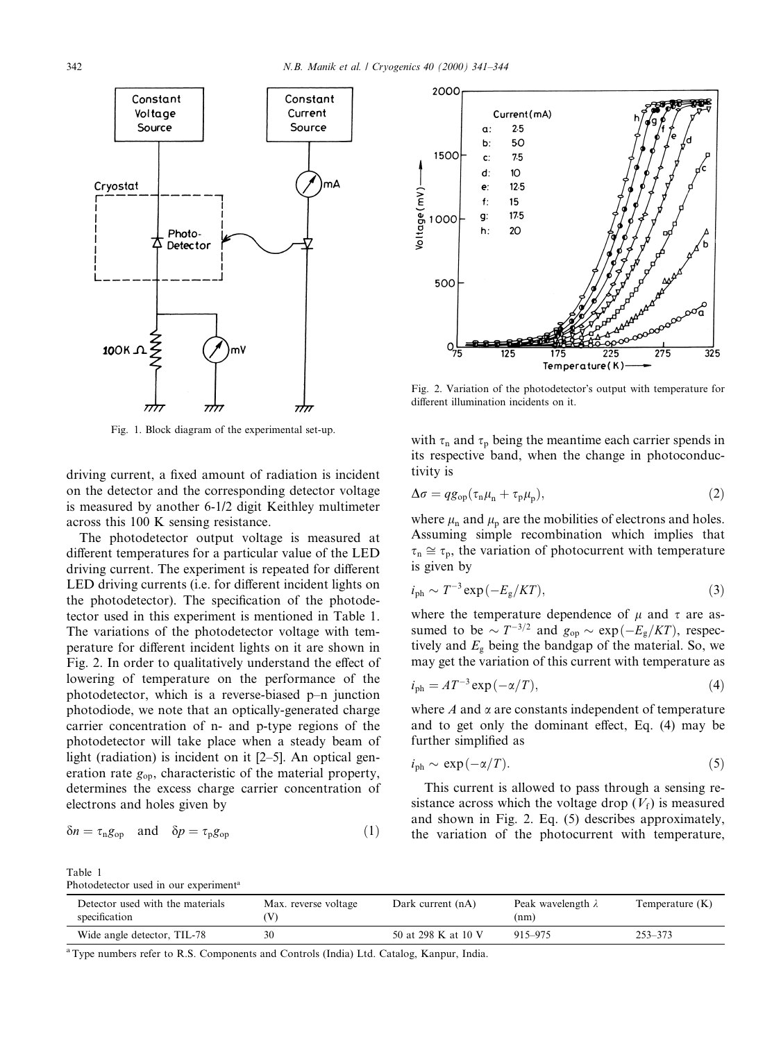Fig. 1. Block diagram of the experimental set-up.

driving current, a fixed amount of radiation is incident on the detector and the corresponding detector voltage is measured by another 6-1/2 digit Keithley multimeter across this 100 K sensing resistance.

The photodetector output voltage is measured at different temperatures for a particular value of the LED driving current. The experiment is repeated for different LED driving currents (i.e. for different incident lights on the photodetector). The specification of the photodetector used in this experiment is mentioned in Table 1. The variations of the photodetector voltage with temperature for different incident lights on it are shown in Fig. 2. In order to qualitatively understand the effect of lowering of temperature on the performance of the photodetector, which is a reverse-biased p–n junction photodiode, we note that an optically-generated charge carrier concentration of n- and p-type regions of the photodetector will take place when a steady beam of light (radiation) is incident on it [2–5]. An optical generation rate $g_{op}$, characteristic of the material property, determines the excess charge carrier concentration of electrons and holes given by

$$\delta n = \tau_n g_{op} \quad \text{and} \quad \delta p = \tau_p g_{op} \tag{1}$$

Fig. 2. Variation of the photodetector's output with temperature for different illumination incidents on it.

with $\tau_n$ and $\tau_p$ being the meantime each carrier spends in its respective band, when the change in photoconductivity is

$$\Delta\sigma = q g_{op}(\tau_n \mu_n + \tau_p \mu_p), \tag{2}$$

where $\mu_n$ and $\mu_p$ are the mobilities of electrons and holes. Assuming simple recombination which implies that $\tau_n \cong \tau_p$, the variation of photocurrent with temperature is given by

$$i_{ph} \sim T^{-3} \exp(-E_g/KT), \tag{3}$$

where the temperature dependence of $\mu$ and $\tau$ are assumed to be $\sim T^{-3/2}$ and $g_{op} \sim \exp(-E_g/KT)$, respectively and $E_g$ being the bandgap of the material. So, we may get the variation of this current with temperature as

$$i_{ph} = AT^{-3} \exp(-\alpha/T), \tag{4}$$

where $A$ and $\alpha$ are constants independent of temperature and to get only the dominant effect, Eq. (4) may be further simplified as

$$i_{ph} \sim \exp(-\alpha/T). \tag{5}$$

This current is allowed to pass through a sensing resistance across which the voltage drop ($V_f$) is measured and shown in Fig. 2. Eq. (5) describes approximately, the variation of the photocurrent with temperature,

Table 1
Photodetector used in our experiment[a]

| Detector used with the materials specification | Max. reverse voltage (V) | Dark current (nA) | Peak wavelength $\lambda$ (nm) | Temperature (K) |
| --- | --- | --- | --- | --- |
| Wide angle detector, TIL-78 | 30 | 50 at 298 K at 10 V | 915–975 | 253–373 |

[a] Type numbers refer to R.S. Components and Controls (India) Ltd. Catalog, Kanpur, India.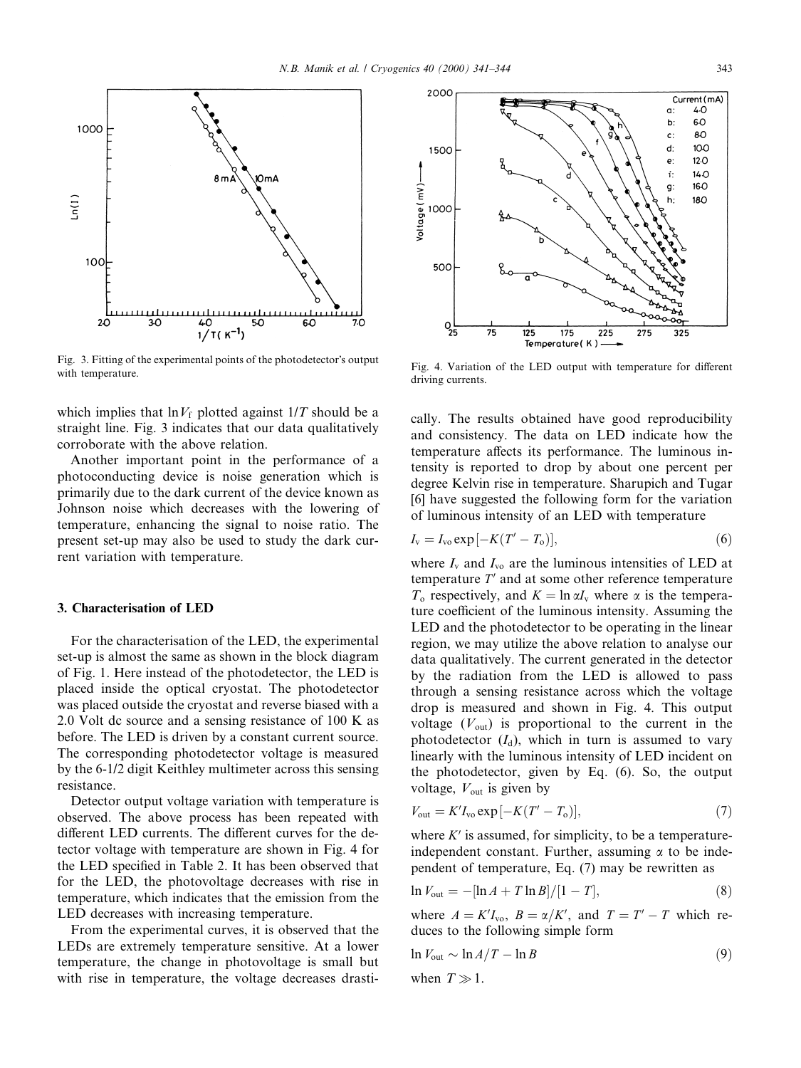Fig. 3. Fitting of the experimental points of the photodetector's output with temperature.

Fig. 4. Variation of the LED output with temperature for different driving currents.

which implies that $\ln V_f$ plotted against $1/T$ should be a straight line. Fig. 3 indicates that our data qualitatively corroborate with the above relation.

Another important point in the performance of a photoconducting device is noise generation which is primarily due to the dark current of the device known as Johnson noise which decreases with the lowering of temperature, enhancing the signal to noise ratio. The present set-up may also be used to study the dark current variation with temperature.

## 3. Characterisation of LED

For the characterisation of the LED, the experimental set-up is almost the same as shown in the block diagram of Fig. 1. Here instead of the photodetector, the LED is placed inside the optical cryostat. The photodetector was placed outside the cryostat and reverse biased with a 2.0 Volt dc source and a sensing resistance of 100 K as before. The LED is driven by a constant current source. The corresponding photodetector voltage is measured by the 6-1/2 digit Keithley multimeter across this sensing resistance.

Detector output voltage variation with temperature is observed. The above process has been repeated with different LED currents. The different curves for the detector voltage with temperature are shown in Fig. 4 for the LED specified in Table 2. It has been observed that for the LED, the photovoltage decreases with rise in temperature, which indicates that the emission from the LED decreases with increasing temperature.

From the experimental curves, it is observed that the LEDs are extremely temperature sensitive. At a lower temperature, the change in photovoltage is small but with rise in temperature, the voltage decreases drastically. The results obtained have good reproducibility and consistency. The data on LED indicate how the temperature affects its performance. The luminous intensity is reported to drop by about one percent per degree Kelvin rise in temperature. Sharupich and Tugar [6] have suggested the following form for the variation of luminous intensity of an LED with temperature

$$I_v = I_{vo} \exp[-K(T' - T_o)], \tag{6}$$

where $I_v$ and $I_{vo}$ are the luminous intensities of LED at temperature $T'$ and at some other reference temperature $T_o$ respectively, and $K = \ln \alpha I_v$ where $\alpha$ is the temperature coefficient of the luminous intensity. Assuming the LED and the photodetector to be operating in the linear region, we may utilize the above relation to analyse our data qualitatively. The current generated in the detector by the radiation from the LED is allowed to pass through a sensing resistance across which the voltage drop is measured and shown in Fig. 4. This output voltage ($V_{out}$) is proportional to the current in the photodetector ($I_d$), which in turn is assumed to vary linearly with the luminous intensity of LED incident on the photodetector, given by Eq. (6). So, the output voltage, $V_{out}$ is given by

$$V_{out} = K' I_{vo} \exp[-K(T' - T_o)], \tag{7}$$

where $K'$ is assumed, for simplicity, to be a temperature-independent constant. Further, assuming $\alpha$ to be independent of temperature, Eq. (7) may be rewritten as

$$\ln V_{out} = -[\ln A + T \ln B]/[1 - T], \tag{8}$$

where $A = K' I_{vo}$, $B = \alpha / K'$, and $T = T' - T$ which reduces to the following simple form

$$\ln V_{out} \sim \ln A/T - \ln B \tag{9}$$

when $T \gg 1$.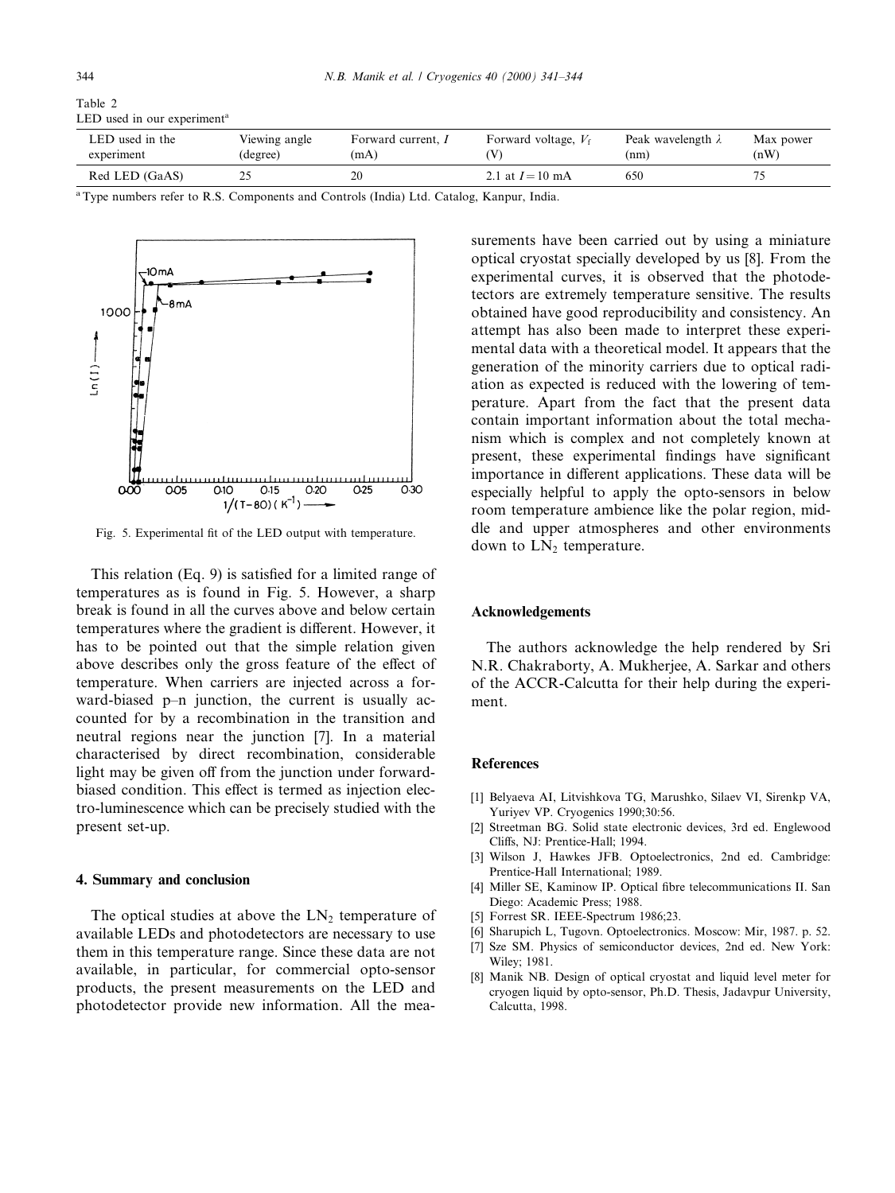Table 2
LED used in our experiment[a]

| LED used in the experiment | Viewing angle (degree) | Forward current, $I$ (mA) | Forward voltage, $V_f$ (V) | Peak wavelength $\lambda$ (nm) | Max power (nW) |
|---|---|---|---|---|---|
| Red LED (GaAS) | 25 | 20 | 2.1 at $I = 10$ mA | 650 | 75 |

[a] Type numbers refer to R.S. Components and Controls (India) Ltd. Catalog, Kanpur, India.

10mA
8mA
1000
Ln(I)
0.00 0.05 0.10 0.15 0.20 0.25 0.30
1/(T-80) ($K^{-1}$)

Fig. 5. Experimental fit of the LED output with temperature.

This relation (Eq. 9) is satisfied for a limited range of temperatures as is found in Fig. 5. However, a sharp break is found in all the curves above and below certain temperatures where the gradient is different. However, it has to be pointed out that the simple relation given above describes only the gross feature of the effect of temperature. When carriers are injected across a forward-biased p–n junction, the current is usually accounted for by a recombination in the transition and neutral regions near the junction [7]. In a material characterised by direct recombination, considerable light may be given off from the junction under forward-biased condition. This effect is termed as injection electro-luminescence which can be precisely studied with the present set-up.

## 4. Summary and conclusion

The optical studies at above the $LN_2$ temperature of available LEDs and photodetectors are necessary to use them in this temperature range. Since these data are not available, in particular, for commercial opto-sensor products, the present measurements on the LED and photodetector provide new information. All the measurements have been carried out by using a miniature optical cryostat specially developed by us [8]. From the experimental curves, it is observed that the photodetectors are extremely temperature sensitive. The results obtained have good reproducibility and consistency. An attempt has also been made to interpret these experimental data with a theoretical model. It appears that the generation of the minority carriers due to optical radiation as expected is reduced with the lowering of temperature. Apart from the fact that the present data contain important information about the total mechanism which is complex and not completely known at present, these experimental findings have significant importance in different applications. These data will be especially helpful to apply the opto-sensors in below room temperature ambience like the polar region, middle and upper atmospheres and other environments down to $LN_2$ temperature.

## Acknowledgements

The authors acknowledge the help rendered by Sri N.R. Chakraborty, A. Mukherjee, A. Sarkar and others of the ACCR-Calcutta for their help during the experiment.

## References

[1] Belyaeva AI, Litvishkova TG, Marushko, Silaev VI, Sirenkp VA, Yuriyev VP. Cryogenics 1990;30:56.
[2] Streetman BG. Solid state electronic devices, 3rd ed. Englewood Cliffs, NJ: Prentice-Hall; 1994.
[3] Wilson J, Hawkes JFB. Optoelectronics, 2nd ed. Cambridge: Prentice-Hall International; 1989.
[4] Miller SE, Kaminow IP. Optical fibre telecommunications II. San Diego: Academic Press; 1988.
[5] Forrest SR. IEEE-Spectrum 1986;23.
[6] Sharupich L, Tugovn. Optoelectronics. Moscow: Mir, 1987. p. 52.
[7] Sze SM. Physics of semiconductor devices, 2nd ed. New York: Wiley; 1981.
[8] Manik NB. Design of optical cryostat and liquid level meter for cryogen liquid by opto-sensor, Ph.D. Thesis, Jadavpur University, Calcutta, 1998.